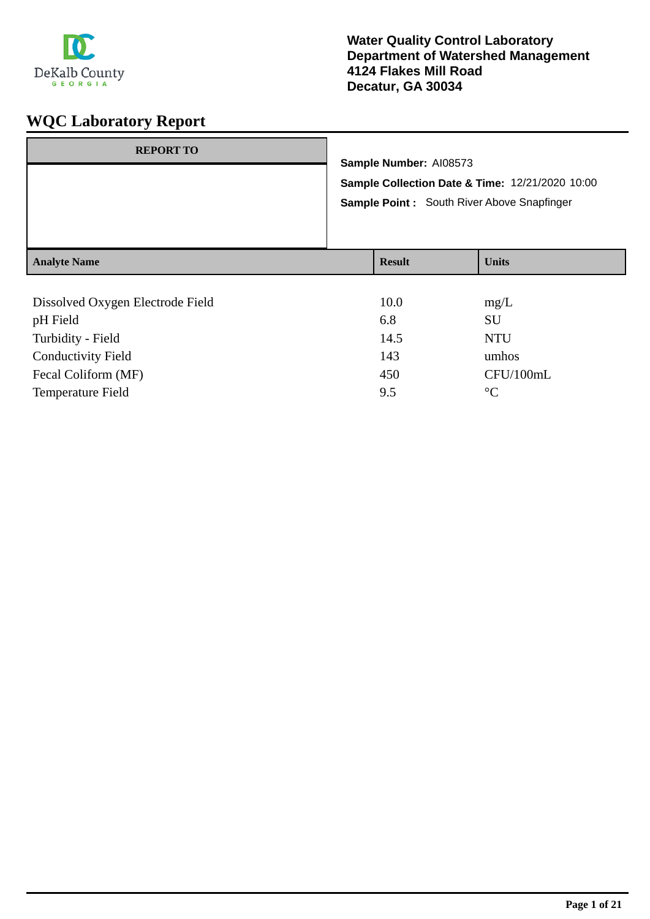DeKalb County
GEORGIA

**Water Quality Control Laboratory**
**Department of Watershed Management**
**4124 Flakes Mill Road**
**Decatur, GA 30034**

# WQC Laboratory Report

| REPORT TO |
| --- |
| |

**Sample Number:** AI08573

**Sample Collection Date & Time:** 12/21/2020 10:00

**Sample Point :** South River Above Snapfinger

| Analyte Name | Result | Units |
| --- | --- | --- |
| Dissolved Oxygen Electrode Field | 10.0 | mg/L |
| pH Field | 6.8 | SU |
| Turbidity - Field | 14.5 | NTU |
| Conductivity Field | 143 | umhos |
| Fecal Coliform (MF) | 450 | CFU/100mL |
| Temperature Field | 9.5 | °C |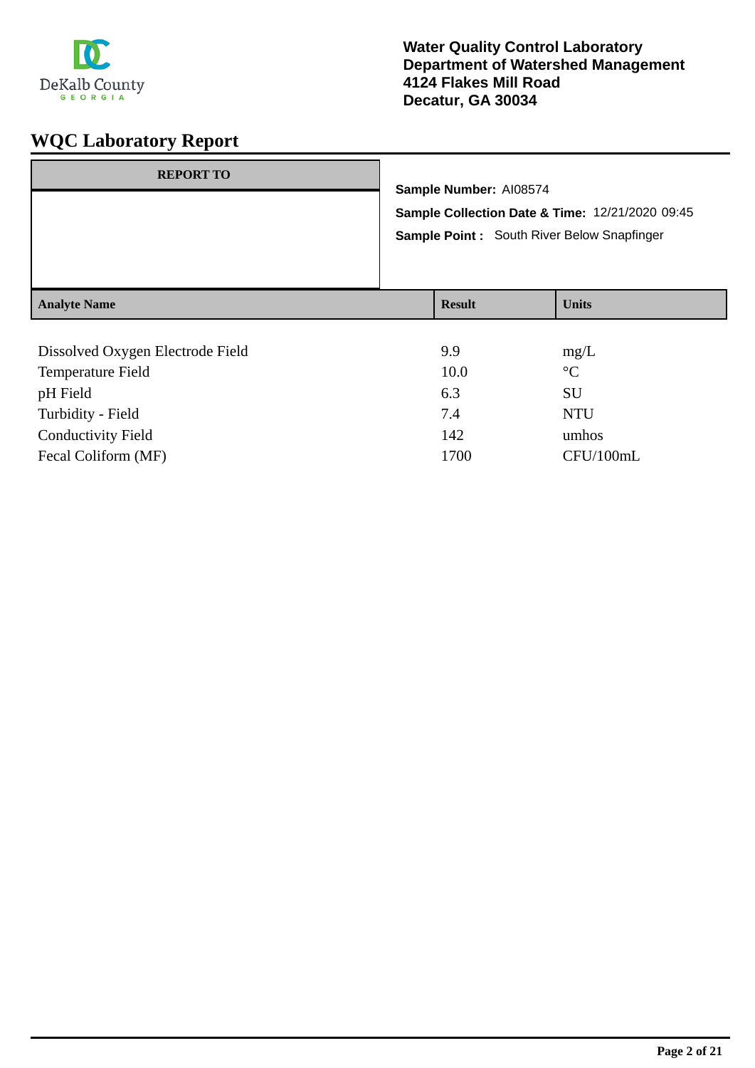Water Quality Control Laboratory
Department of Watershed Management
4124 Flakes Mill Road
Decatur, GA 30034

# WQC Laboratory Report

**REPORT TO**

**Sample Number:** AI08574

**Sample Collection Date & Time:** 12/21/2020 09:45

**Sample Point :** South River Below Snapfinger

| Analyte Name | Result | Units |
|---|---|---|
| Dissolved Oxygen Electrode Field | 9.9 | mg/L |
| Temperature Field | 10.0 | °C |
| pH Field | 6.3 | SU |
| Turbidity - Field | 7.4 | NTU |
| Conductivity Field | 142 | umhos |
| Fecal Coliform (MF) | 1700 | CFU/100mL |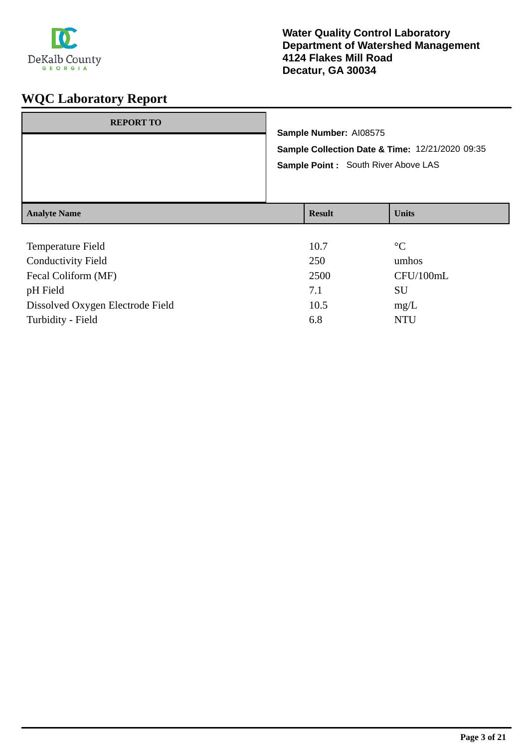**Water Quality Control Laboratory**
**Department of Watershed Management**
**4124 Flakes Mill Road**
**Decatur, GA 30034**

# WQC Laboratory Report

**REPORT TO**

**Sample Number:** AI08575

**Sample Collection Date & Time:** 12/21/2020 09:35

**Sample Point :** South River Above LAS

| Analyte Name | Result | Units |
|---|---|---|
| Temperature Field | 10.7 | °C |
| Conductivity Field | 250 | umhos |
| Fecal Coliform (MF) | 2500 | CFU/100mL |
| pH Field | 7.1 | SU |
| Dissolved Oxygen Electrode Field | 10.5 | mg/L |
| Turbidity - Field | 6.8 | NTU |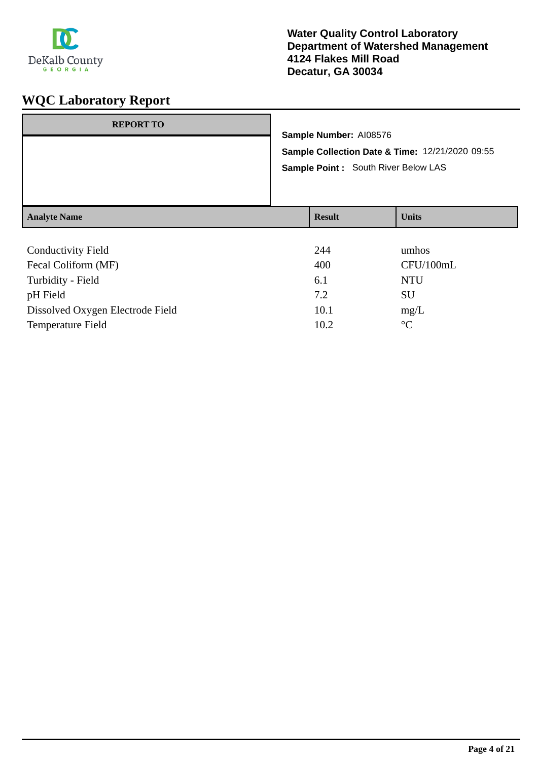**Water Quality Control Laboratory**
**Department of Watershed Management**
**4124 Flakes Mill Road**
**Decatur, GA 30034**

# WQC Laboratory Report

| REPORT TO |
| --- |
| |

**Sample Number:** AI08576

**Sample Collection Date & Time:** 12/21/2020 09:55

**Sample Point :** South River Below LAS

| Analyte Name | Result | Units |
| --- | --- | --- |
| Conductivity Field | 244 | umhos |
| Fecal Coliform (MF) | 400 | CFU/100mL |
| Turbidity - Field | 6.1 | NTU |
| pH Field | 7.2 | SU |
| Dissolved Oxygen Electrode Field | 10.1 | mg/L |
| Temperature Field | 10.2 | °C |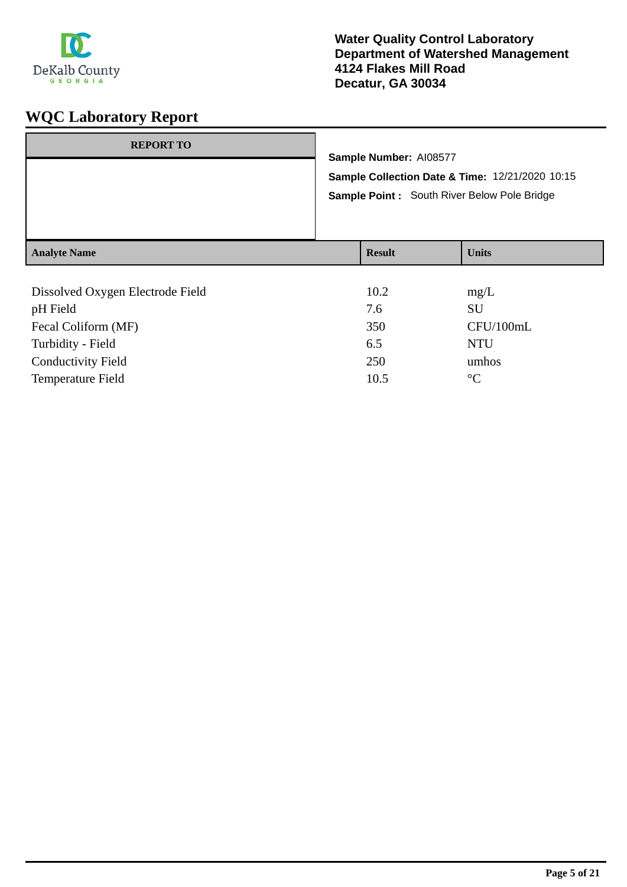**Water Quality Control Laboratory**
**Department of Watershed Management**
**4124 Flakes Mill Road**
**Decatur, GA 30034**

# WQC Laboratory Report

**REPORT TO**

**Sample Number:** AI08577

**Sample Collection Date & Time:** 12/21/2020 10:15

**Sample Point :** South River Below Pole Bridge

| Analyte Name | Result | Units |
|---|---|---|
| Dissolved Oxygen Electrode Field | 10.2 | mg/L |
| pH Field | 7.6 | SU |
| Fecal Coliform (MF) | 350 | CFU/100mL |
| Turbidity - Field | 6.5 | NTU |
| Conductivity Field | 250 | umhos |
| Temperature Field | 10.5 | °C |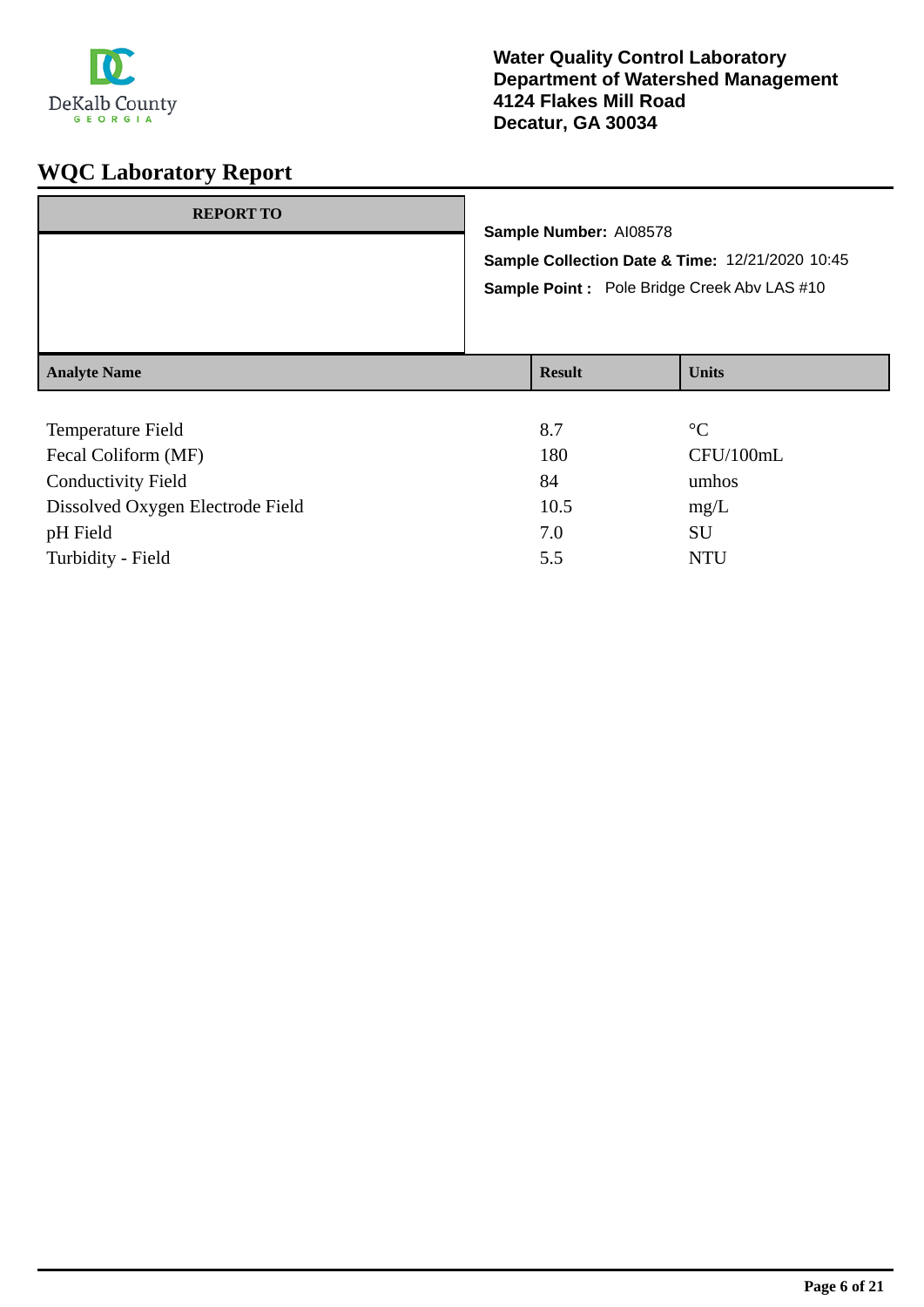Water Quality Control Laboratory
Department of Watershed Management
4124 Flakes Mill Road
Decatur, GA 30034

# WQC Laboratory Report

| REPORT TO |
| --- |
| |

**Sample Number:** AI08578

**Sample Collection Date & Time:** 12/21/2020 10:45

**Sample Point :** Pole Bridge Creek Abv LAS #10

| Analyte Name | Result | Units |
| --- | --- | --- |
| Temperature Field | 8.7 | °C |
| Fecal Coliform (MF) | 180 | CFU/100mL |
| Conductivity Field | 84 | umhos |
| Dissolved Oxygen Electrode Field | 10.5 | mg/L |
| pH Field | 7.0 | SU |
| Turbidity - Field | 5.5 | NTU |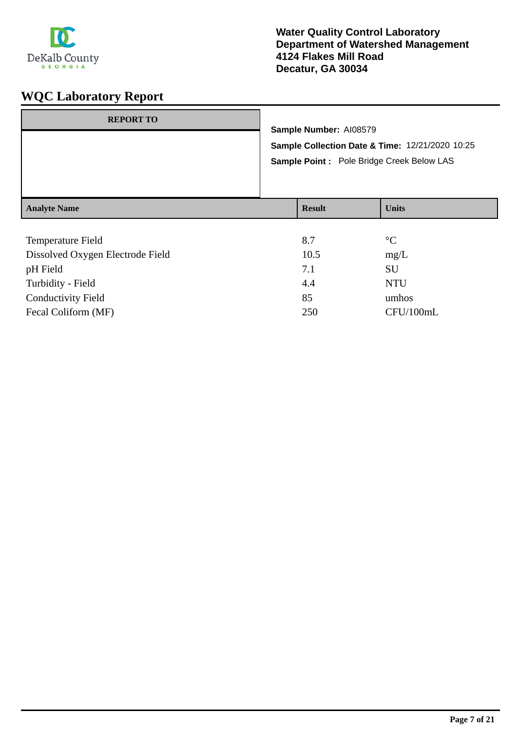DeKalb County GEORGIA

**Water Quality Control Laboratory**
**Department of Watershed Management**
**4124 Flakes Mill Road**
**Decatur, GA 30034**

# WQC Laboratory Report

| REPORT TO |
| --- |
| |

**Sample Number:** AI08579

**Sample Collection Date & Time:** 12/21/2020 10:25

**Sample Point :** Pole Bridge Creek Below LAS

| Analyte Name | Result | Units |
| --- | --- | --- |
| Temperature Field | 8.7 | °C |
| Dissolved Oxygen Electrode Field | 10.5 | mg/L |
| pH Field | 7.1 | SU |
| Turbidity - Field | 4.4 | NTU |
| Conductivity Field | 85 | umhos |
| Fecal Coliform (MF) | 250 | CFU/100mL |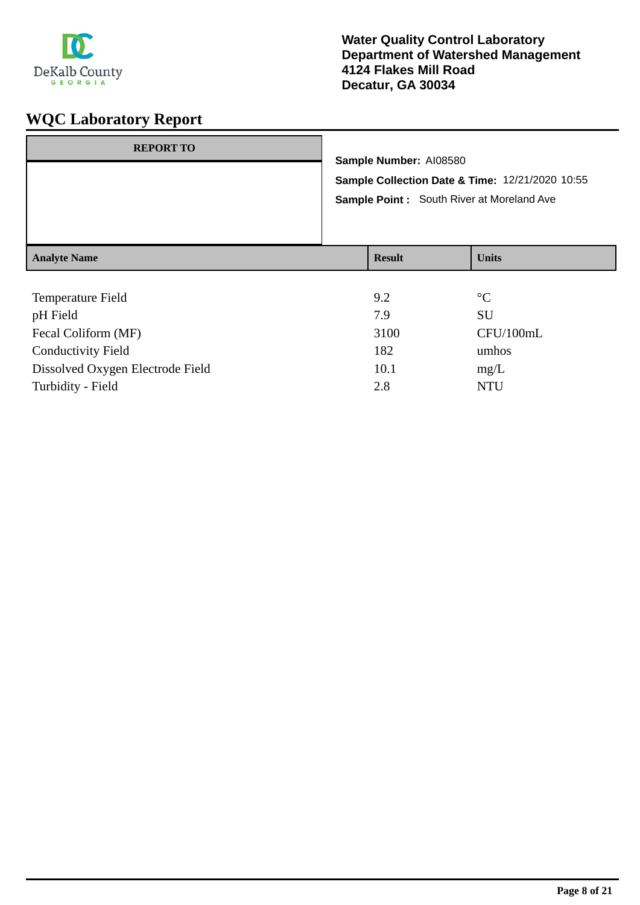Water Quality Control Laboratory
Department of Watershed Management
4124 Flakes Mill Road
Decatur, GA 30034

# WQC Laboratory Report

**REPORT TO**

**Sample Number:** AI08580

**Sample Collection Date & Time:** 12/21/2020 10:55

**Sample Point :** South River at Moreland Ave

| Analyte Name | Result | Units |
|---|---|---|
| Temperature Field | 9.2 | °C |
| pH Field | 7.9 | SU |
| Fecal Coliform (MF) | 3100 | CFU/100mL |
| Conductivity Field | 182 | umhos |
| Dissolved Oxygen Electrode Field | 10.1 | mg/L |
| Turbidity - Field | 2.8 | NTU |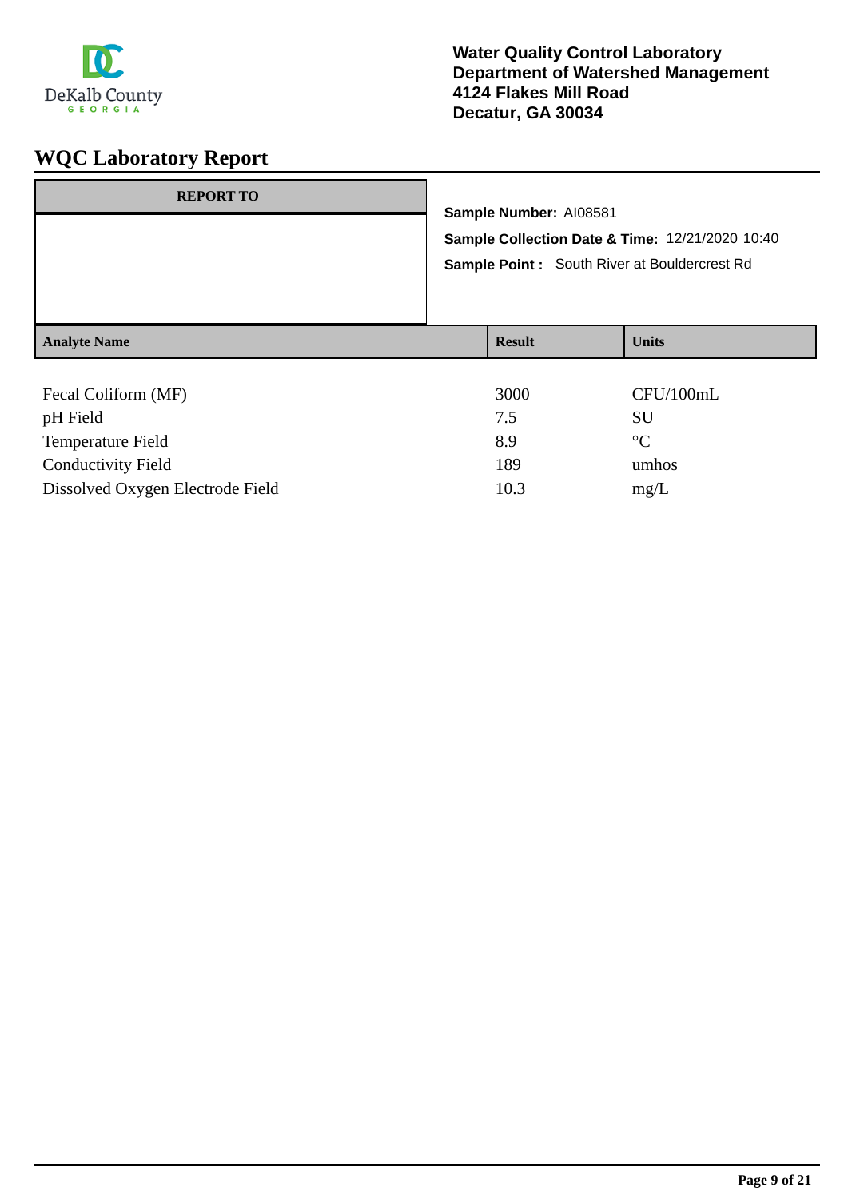Water Quality Control Laboratory
Department of Watershed Management
4124 Flakes Mill Road
Decatur, GA 30034

# WQC Laboratory Report

| REPORT TO |
| --- |
| |

**Sample Number:** AI08581

**Sample Collection Date & Time:** 12/21/2020 10:40

**Sample Point :** South River at Bouldercrest Rd

| Analyte Name | Result | Units |
| --- | --- | --- |
| Fecal Coliform (MF) | 3000 | CFU/100mL |
| pH Field | 7.5 | SU |
| Temperature Field | 8.9 | °C |
| Conductivity Field | 189 | umhos |
| Dissolved Oxygen Electrode Field | 10.3 | mg/L |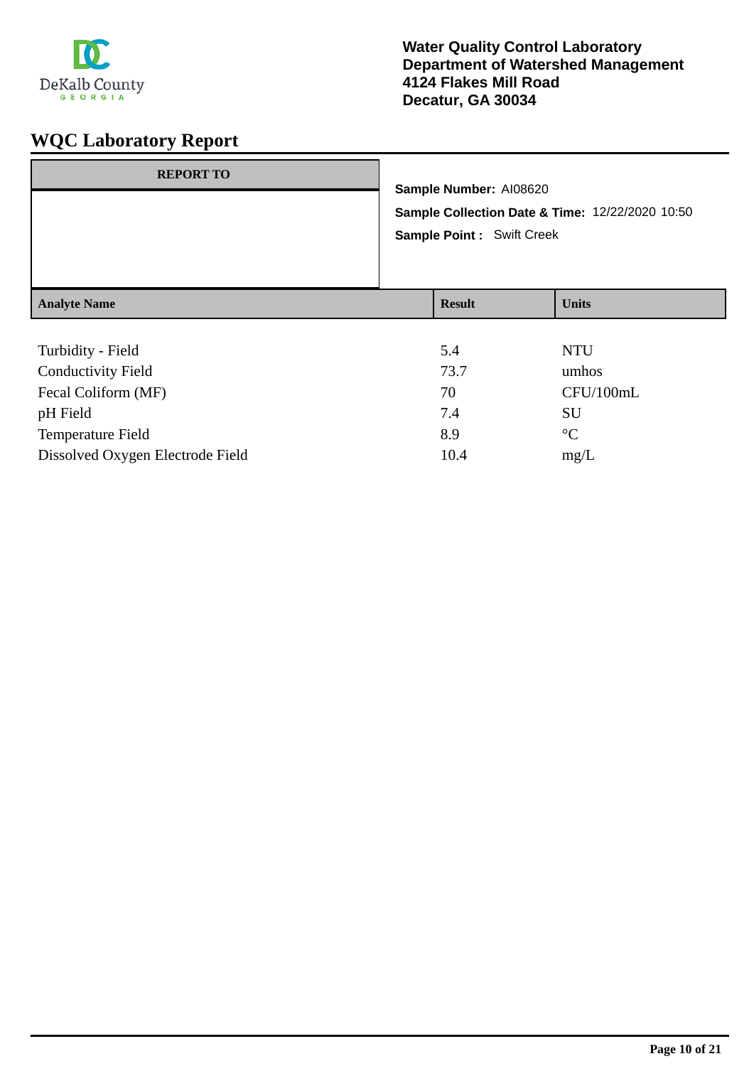DeKalb County GEORGIA

**Water Quality Control Laboratory**
**Department of Watershed Management**
**4124 Flakes Mill Road**
**Decatur, GA 30034**

# WQC Laboratory Report

| REPORT TO |
|---|
| |

**Sample Number:** AI08620

**Sample Collection Date & Time:** 12/22/2020 10:50

**Sample Point :** Swift Creek

| Analyte Name | Result | Units |
|---|---|---|
| Turbidity - Field | 5.4 | NTU |
| Conductivity Field | 73.7 | umhos |
| Fecal Coliform (MF) | 70 | CFU/100mL |
| pH Field | 7.4 | SU |
| Temperature Field | 8.9 | °C |
| Dissolved Oxygen Electrode Field | 10.4 | mg/L |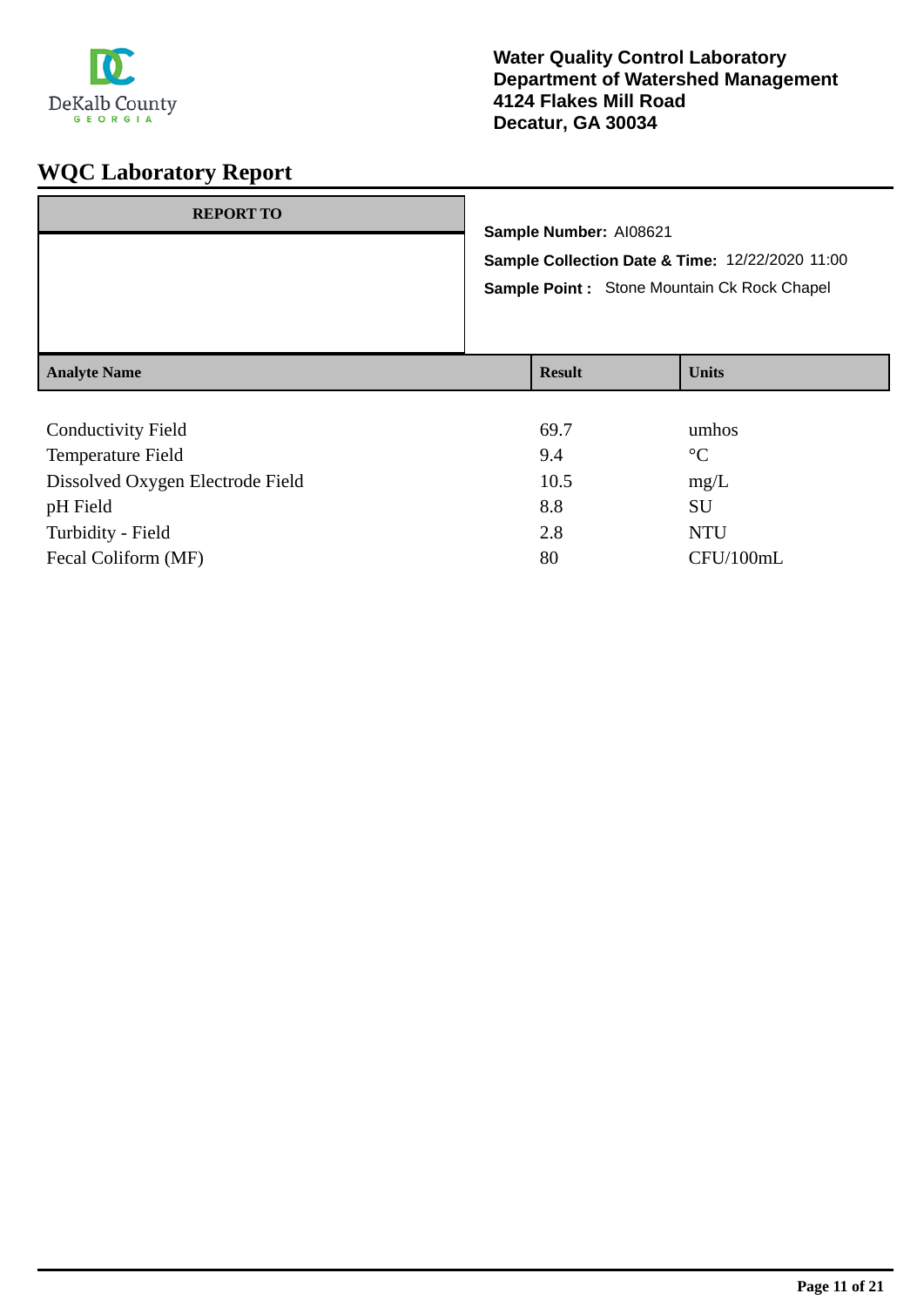**Water Quality Control Laboratory**
**Department of Watershed Management**
**4124 Flakes Mill Road**
**Decatur, GA 30034**

# WQC Laboratory Report

| REPORT TO |
|---|
| |

**Sample Number:** AI08621

**Sample Collection Date & Time:** 12/22/2020 11:00

**Sample Point :** Stone Mountain Ck Rock Chapel

| Analyte Name | Result | Units |
|---|---|---|
| Conductivity Field | 69.7 | umhos |
| Temperature Field | 9.4 | °C |
| Dissolved Oxygen Electrode Field | 10.5 | mg/L |
| pH Field | 8.8 | SU |
| Turbidity - Field | 2.8 | NTU |
| Fecal Coliform (MF) | 80 | CFU/100mL |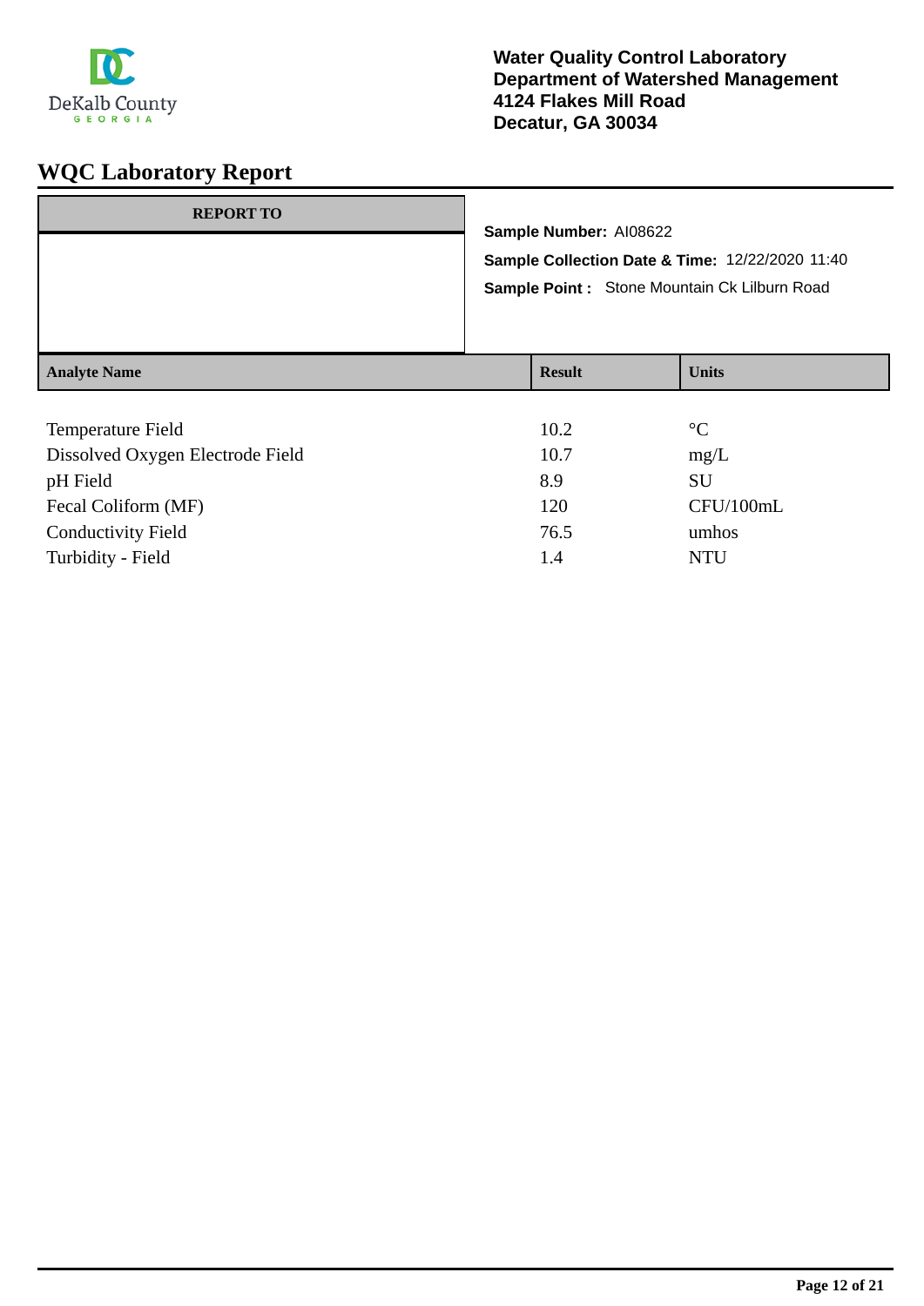DeKalb County
GEORGIA

**Water Quality Control Laboratory**
**Department of Watershed Management**
**4124 Flakes Mill Road**
**Decatur, GA 30034**

# WQC Laboratory Report

| REPORT TO |
| --- |
| |

**Sample Number:** AI08622

**Sample Collection Date & Time:** 12/22/2020 11:40

**Sample Point :** Stone Mountain Ck Lilburn Road

| Analyte Name | Result | Units |
| --- | --- | --- |
| Temperature Field | 10.2 | °C |
| Dissolved Oxygen Electrode Field | 10.7 | mg/L |
| pH Field | 8.9 | SU |
| Fecal Coliform (MF) | 120 | CFU/100mL |
| Conductivity Field | 76.5 | umhos |
| Turbidity - Field | 1.4 | NTU |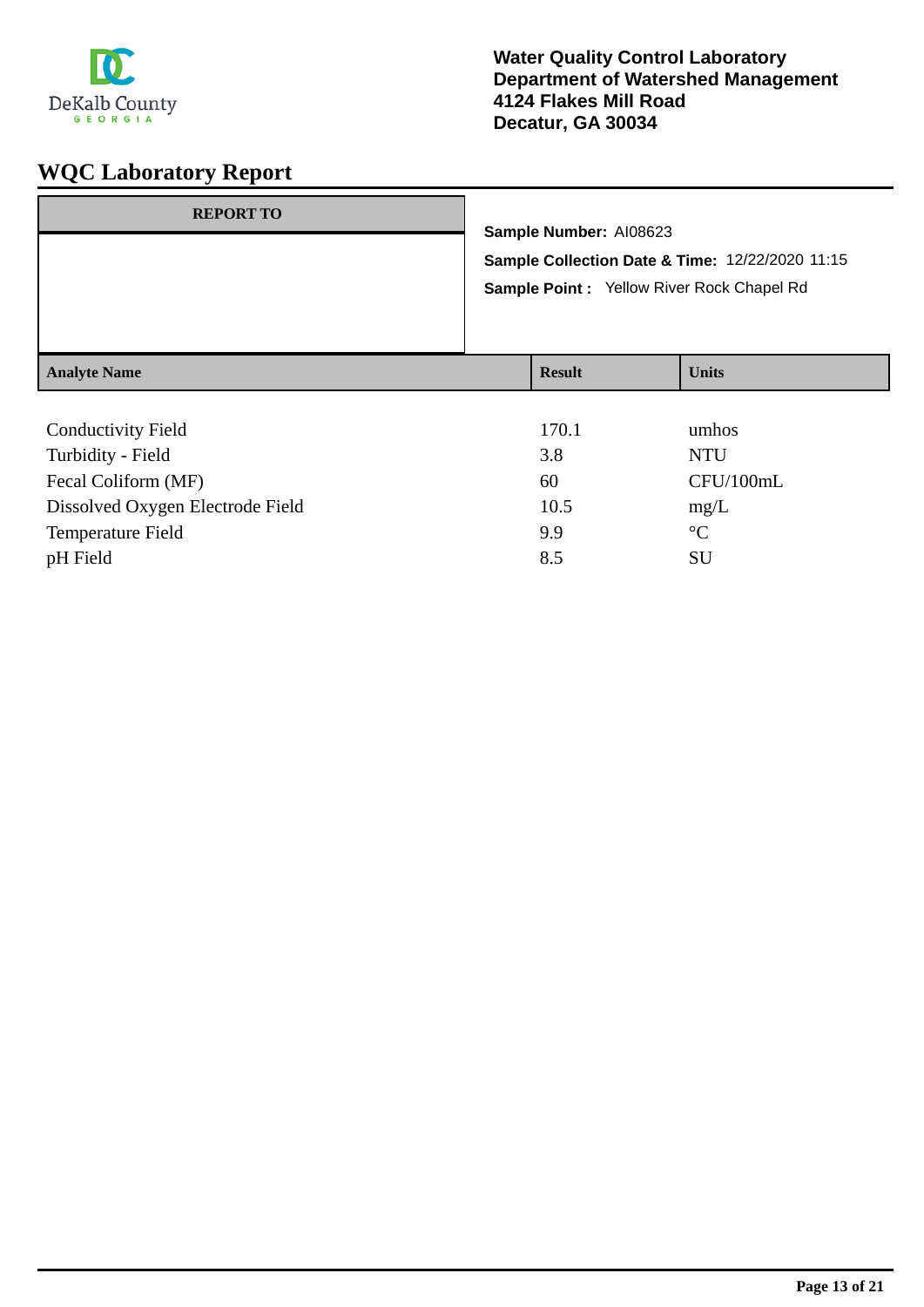Water Quality Control Laboratory
Department of Watershed Management
4124 Flakes Mill Road
Decatur, GA 30034

# WQC Laboratory Report

| REPORT TO |
| --- |
| |

**Sample Number:** AI08623

**Sample Collection Date & Time:** 12/22/2020 11:15

**Sample Point :** Yellow River Rock Chapel Rd

| Analyte Name | Result | Units |
| --- | --- | --- |
| Conductivity Field | 170.1 | umhos |
| Turbidity - Field | 3.8 | NTU |
| Fecal Coliform (MF) | 60 | CFU/100mL |
| Dissolved Oxygen Electrode Field | 10.5 | mg/L |
| Temperature Field | 9.9 | °C |
| pH Field | 8.5 | SU |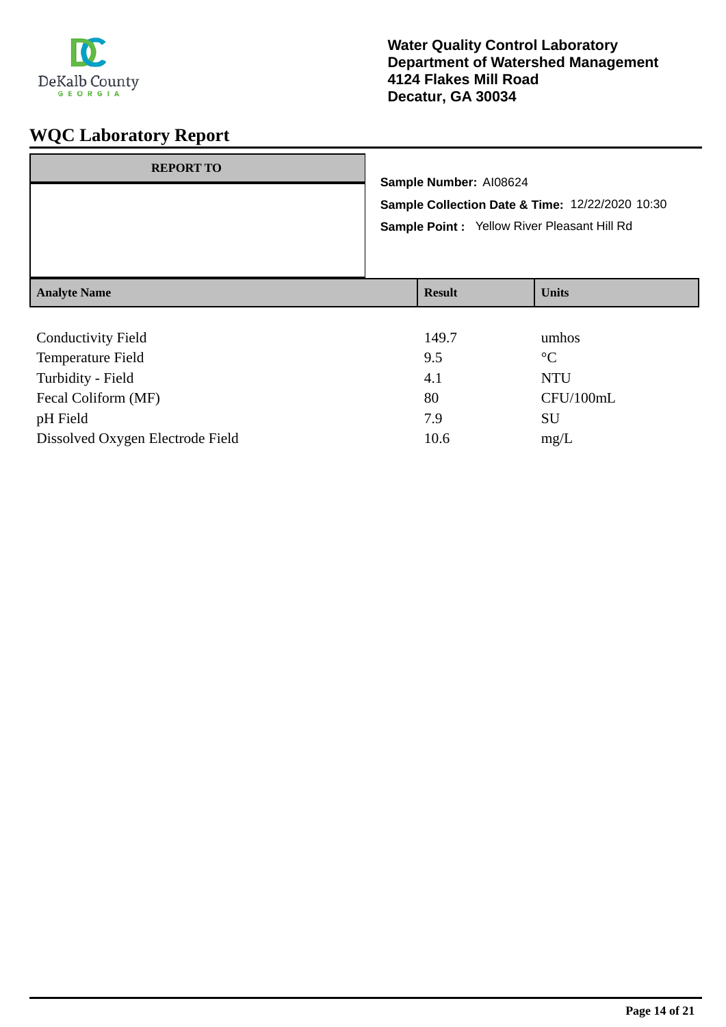DeKalb County
GEORGIA

**Water Quality Control Laboratory**
**Department of Watershed Management**
**4124 Flakes Mill Road**
**Decatur, GA 30034**

# WQC Laboratory Report

| REPORT TO |
| --- |
| |

**Sample Number:** AI08624

**Sample Collection Date & Time:** 12/22/2020 10:30

**Sample Point :** Yellow River Pleasant Hill Rd

| Analyte Name | Result | Units |
| --- | --- | --- |
| Conductivity Field | 149.7 | umhos |
| Temperature Field | 9.5 | °C |
| Turbidity - Field | 4.1 | NTU |
| Fecal Coliform (MF) | 80 | CFU/100mL |
| pH Field | 7.9 | SU |
| Dissolved Oxygen Electrode Field | 10.6 | mg/L |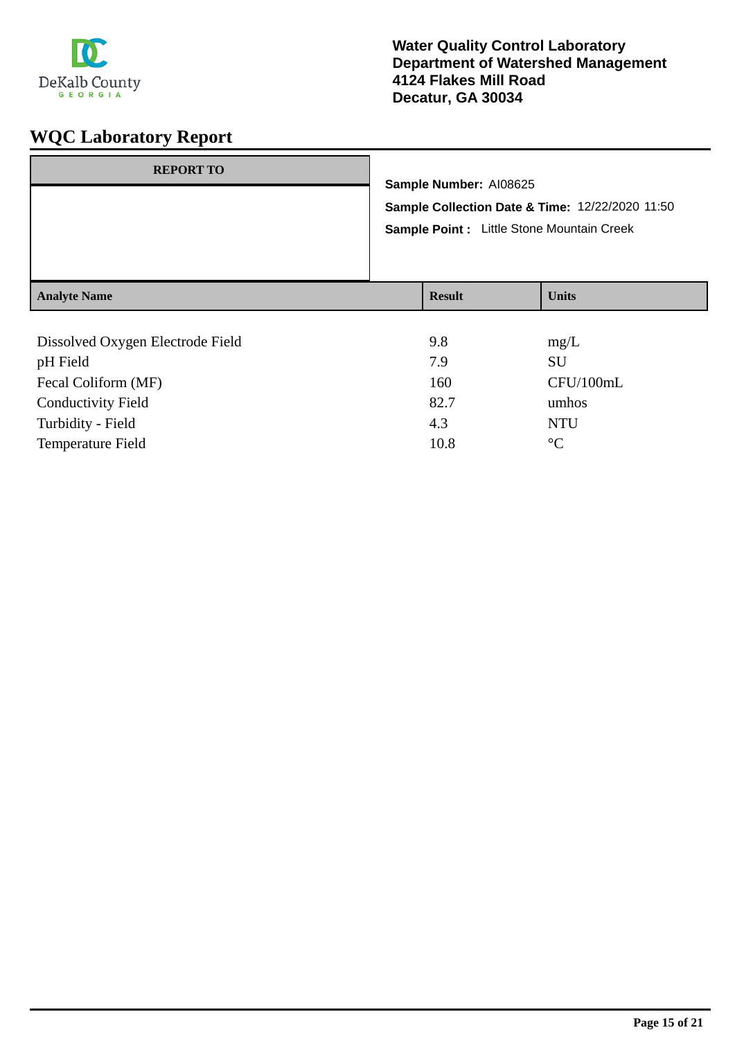DeKalb County
GEORGIA

**Water Quality Control Laboratory**
**Department of Watershed Management**
**4124 Flakes Mill Road**
**Decatur, GA 30034**

# WQC Laboratory Report

| REPORT TO |
|---|
| |

**Sample Number:** AI08625

**Sample Collection Date & Time:** 12/22/2020 11:50

**Sample Point :** Little Stone Mountain Creek

| Analyte Name | Result | Units |
|---|---|---|
| Dissolved Oxygen Electrode Field | 9.8 | mg/L |
| pH Field | 7.9 | SU |
| Fecal Coliform (MF) | 160 | CFU/100mL |
| Conductivity Field | 82.7 | umhos |
| Turbidity - Field | 4.3 | NTU |
| Temperature Field | 10.8 | °C |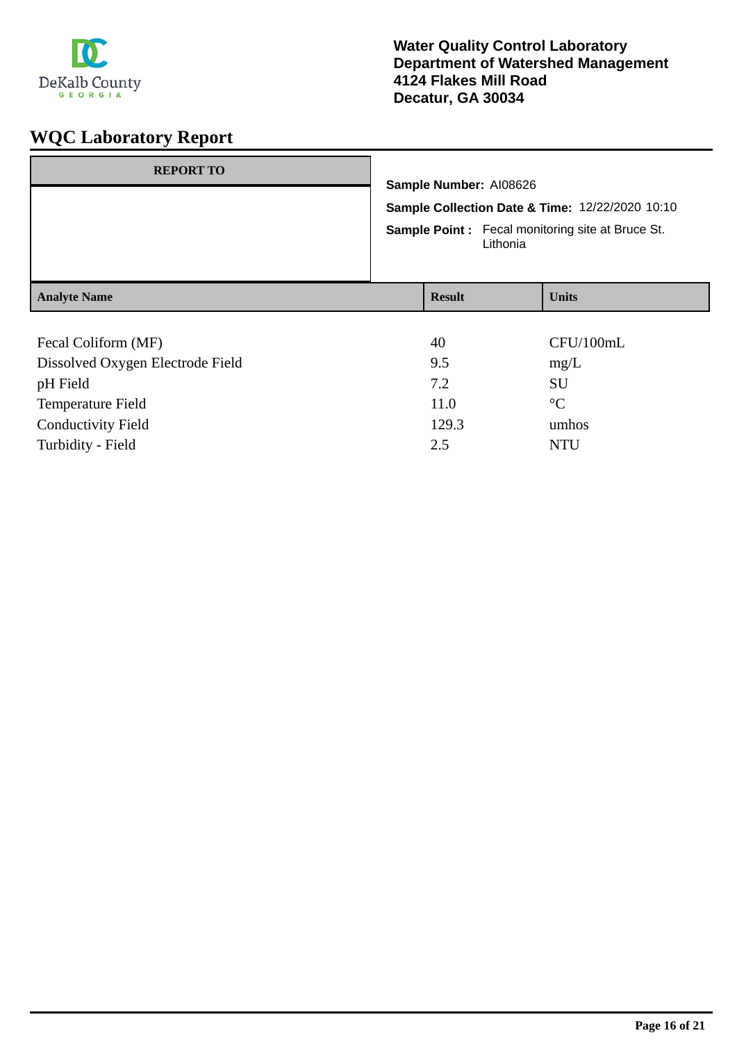Water Quality Control Laboratory
Department of Watershed Management
4124 Flakes Mill Road
Decatur, GA 30034

# WQC Laboratory Report

| REPORT TO |
|---|
| |

**Sample Number:** AI08626

**Sample Collection Date & Time:** 12/22/2020 10:10

**Sample Point :** Fecal monitoring site at Bruce St. Lithonia

| Analyte Name | Result | Units |
|---|---|---|
| Fecal Coliform (MF) | 40 | CFU/100mL |
| Dissolved Oxygen Electrode Field | 9.5 | mg/L |
| pH Field | 7.2 | SU |
| Temperature Field | 11.0 | °C |
| Conductivity Field | 129.3 | umhos |
| Turbidity - Field | 2.5 | NTU |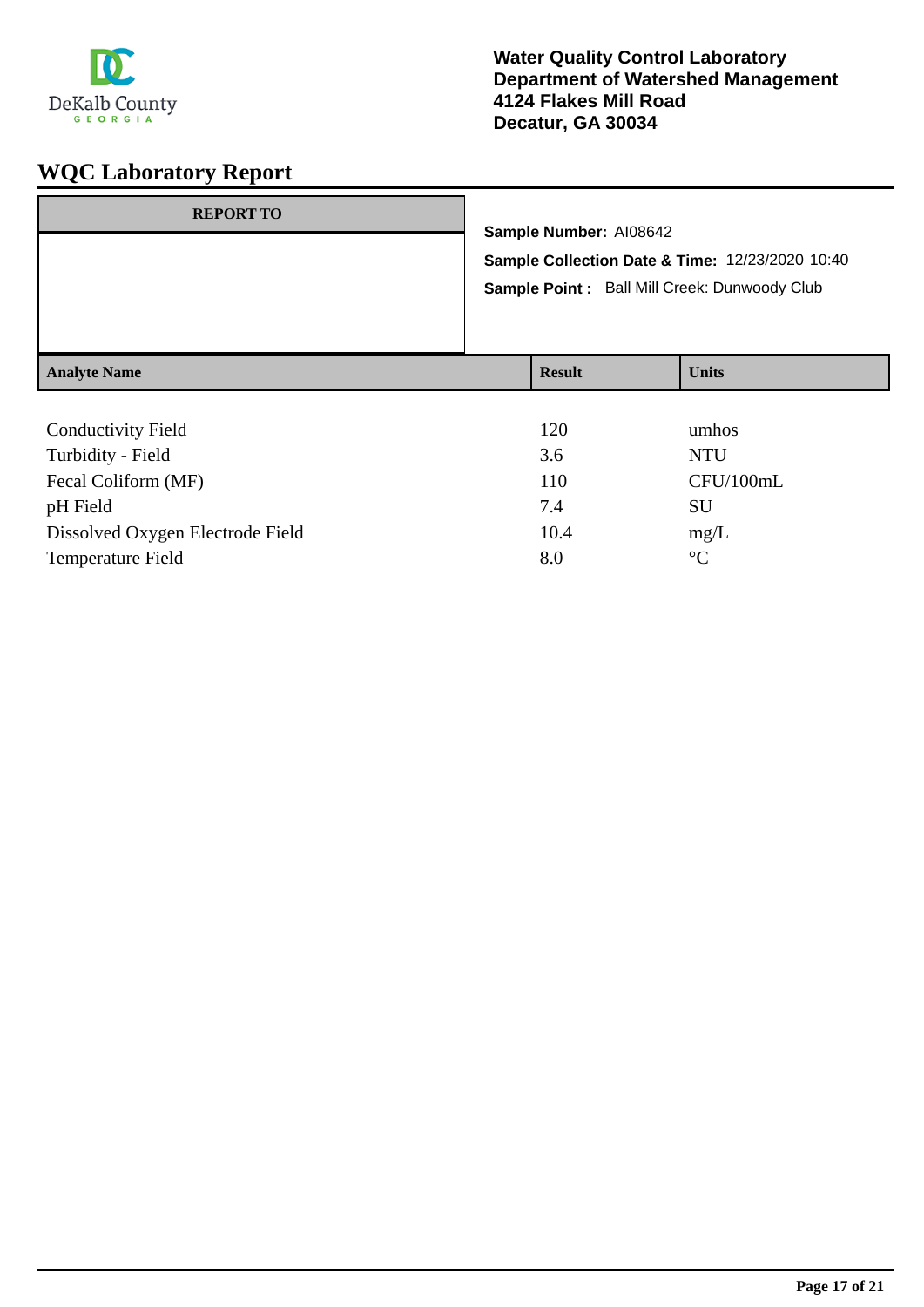Water Quality Control Laboratory
Department of Watershed Management
4124 Flakes Mill Road
Decatur, GA 30034

# WQC Laboratory Report

**REPORT TO**

**Sample Number:** AI08642

**Sample Collection Date & Time:** 12/23/2020 10:40

**Sample Point :** Ball Mill Creek: Dunwoody Club

| Analyte Name | Result | Units |
|---|---|---|
| Conductivity Field | 120 | umhos |
| Turbidity - Field | 3.6 | NTU |
| Fecal Coliform (MF) | 110 | CFU/100mL |
| pH Field | 7.4 | SU |
| Dissolved Oxygen Electrode Field | 10.4 | mg/L |
| Temperature Field | 8.0 | °C |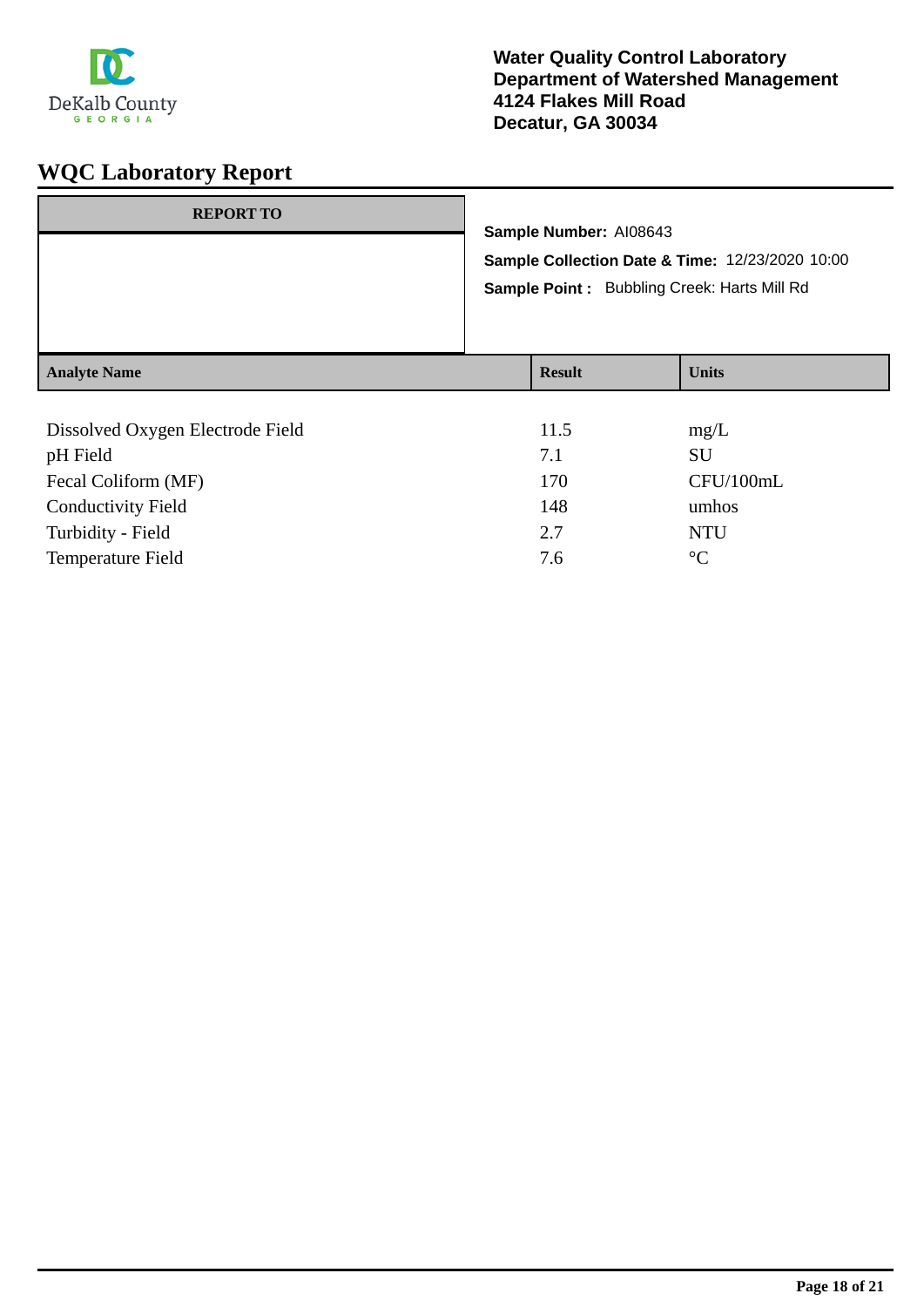DeKalb County
GEORGIA

**Water Quality Control Laboratory**
**Department of Watershed Management**
**4124 Flakes Mill Road**
**Decatur, GA 30034**

# WQC Laboratory Report

| REPORT TO |
|---|
| |

**Sample Number:** AI08643

**Sample Collection Date & Time:** 12/23/2020 10:00

**Sample Point :** Bubbling Creek: Harts Mill Rd

| Analyte Name | Result | Units |
|---|---|---|
| Dissolved Oxygen Electrode Field | 11.5 | mg/L |
| pH Field | 7.1 | SU |
| Fecal Coliform (MF) | 170 | CFU/100mL |
| Conductivity Field | 148 | umhos |
| Turbidity - Field | 2.7 | NTU |
| Temperature Field | 7.6 | °C |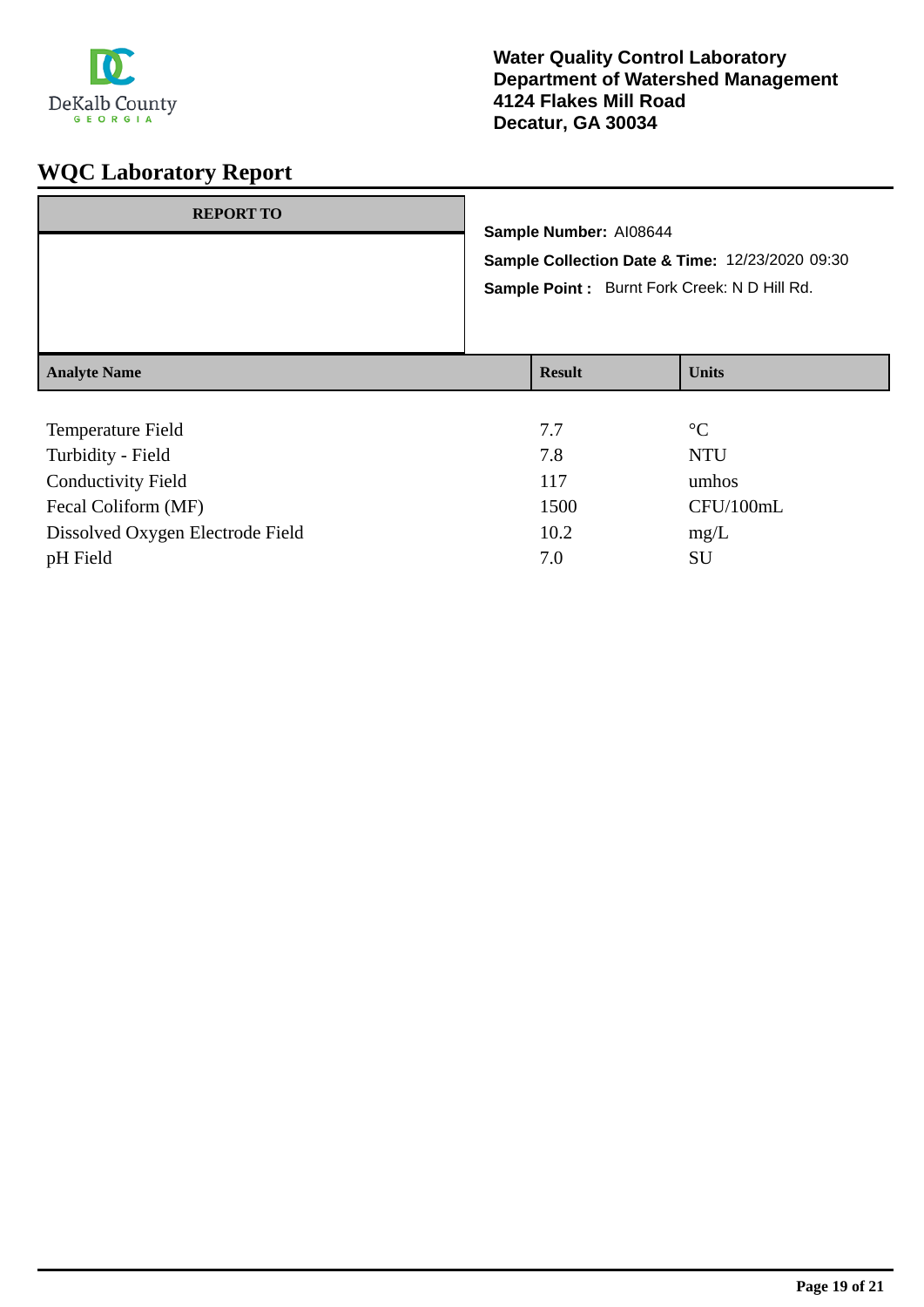DeKalb County
GEORGIA

**Water Quality Control Laboratory**
**Department of Watershed Management**
**4124 Flakes Mill Road**
**Decatur, GA 30034**

# WQC Laboratory Report

| REPORT TO |
| --- |
| |

**Sample Number:** AI08644

**Sample Collection Date & Time:** 12/23/2020 09:30

**Sample Point :** Burnt Fork Creek: N D Hill Rd.

| Analyte Name | Result | Units |
| --- | --- | --- |
| Temperature Field | 7.7 | °C |
| Turbidity - Field | 7.8 | NTU |
| Conductivity Field | 117 | umhos |
| Fecal Coliform (MF) | 1500 | CFU/100mL |
| Dissolved Oxygen Electrode Field | 10.2 | mg/L |
| pH Field | 7.0 | SU |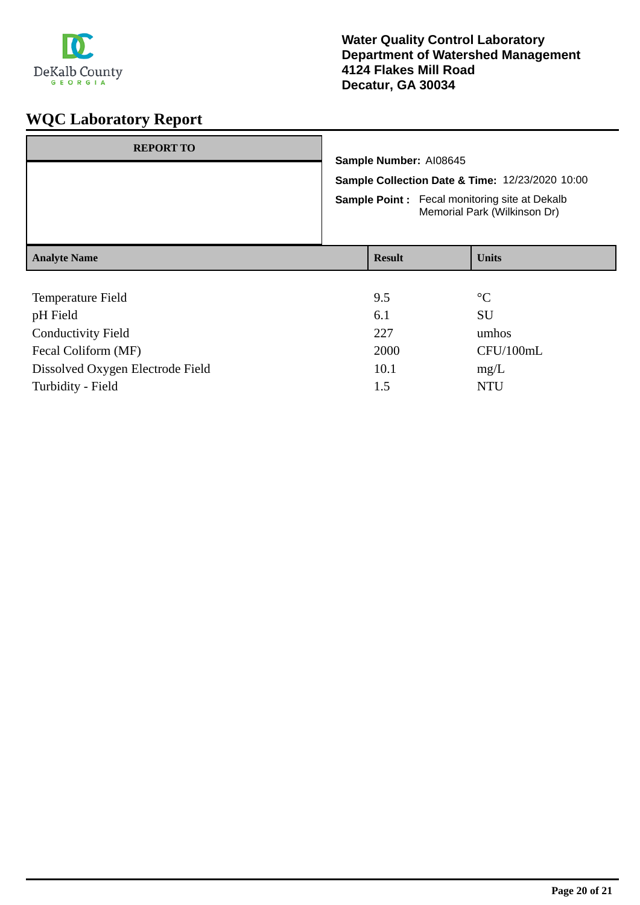DeKalb County
GEORGIA

**Water Quality Control Laboratory**
**Department of Watershed Management**
**4124 Flakes Mill Road**
**Decatur, GA 30034**

# WQC Laboratory Report

| REPORT TO |
|---|
| |

**Sample Number:** AI08645

**Sample Collection Date & Time:** 12/23/2020 10:00

**Sample Point :** Fecal monitoring site at Dekalb Memorial Park (Wilkinson Dr)

| Analyte Name | Result | Units |
|---|---|---|
| Temperature Field | 9.5 | °C |
| pH Field | 6.1 | SU |
| Conductivity Field | 227 | umhos |
| Fecal Coliform (MF) | 2000 | CFU/100mL |
| Dissolved Oxygen Electrode Field | 10.1 | mg/L |
| Turbidity - Field | 1.5 | NTU |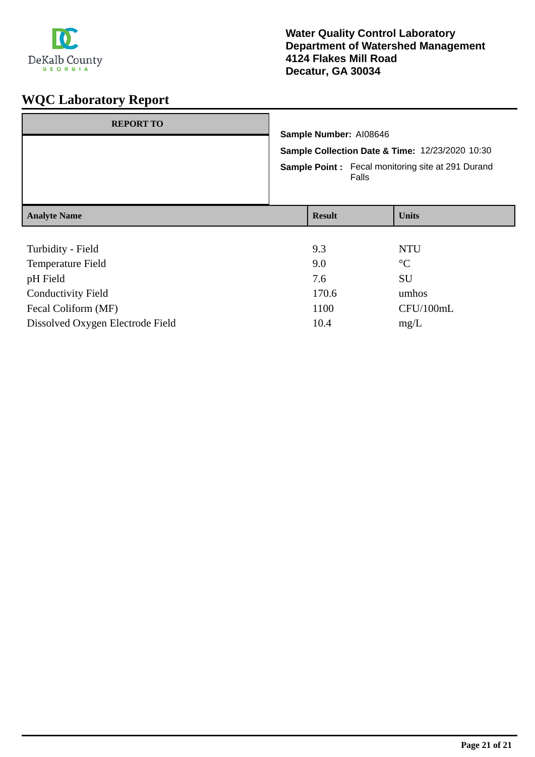DeKalb County
GEORGIA

**Water Quality Control Laboratory**
**Department of Watershed Management**
**4124 Flakes Mill Road**
**Decatur, GA 30034**

# WQC Laboratory Report

| REPORT TO |
| --- |
| |

**Sample Number:** AI08646

**Sample Collection Date & Time:** 12/23/2020 10:30

**Sample Point :** Fecal monitoring site at 291 Durand Falls

| Analyte Name | Result | Units |
| --- | --- | --- |
| Turbidity - Field | 9.3 | NTU |
| Temperature Field | 9.0 | °C |
| pH Field | 7.6 | SU |
| Conductivity Field | 170.6 | umhos |
| Fecal Coliform (MF) | 1100 | CFU/100mL |
| Dissolved Oxygen Electrode Field | 10.4 | mg/L |